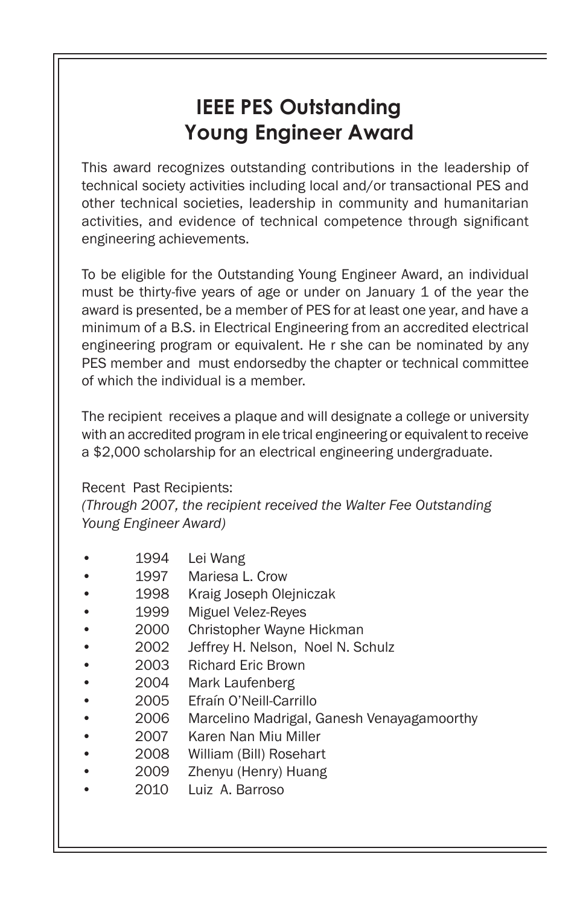# IEEE PES Outstanding Young Engineer Award

This award recognizes outstanding contributions in the leadership of technical society activities including local and/or transactional PES and other technical societies, leadership in community and humanitarian activities, and evidence of technical competence through significant engineering achievements.

To be eligible for the Outstanding Young Engineer Award, an individual must be thirty-five years of age or under on January 1 of the year the award is presented, be a member of PES for at least one year, and have a minimum of a B.S. in Electrical Engineering from an accredited electrical engineering program or equivalent. He r she can be nominated by any PES member and must endorsedby the chapter or technical committee of which the individual is a member.

The recipient receives a plaque and will designate a college or university with an accredited program in ele trical engineering or equivalent to receive a $2,000 scholarship for an electrical engineering undergraduate.

Recent Past Recipients:

*(Through 2007, the recipient received the Walter Fee Outstanding Young Engineer Award)*

- 1994 Lei Wang
- 1997 Mariesa L. Crow
- 1998 Kraig Joseph Olejniczak
- 1999 Miguel Velez-Reyes
- 2000 Christopher Wayne Hickman
- 2002 Jeffrey H. Nelson, Noel N. Schulz
- 2003 Richard Eric Brown
- 2004 Mark Laufenberg
- 2005 Efraín O'Neill-Carrillo
- 2006 Marcelino Madrigal, Ganesh Venayagamoorthy
- 2007 Karen Nan Miu Miller
- 2008 William (Bill) Rosehart
- 2009 Zhenyu (Henry) Huang
- 2010 Luiz A. Barroso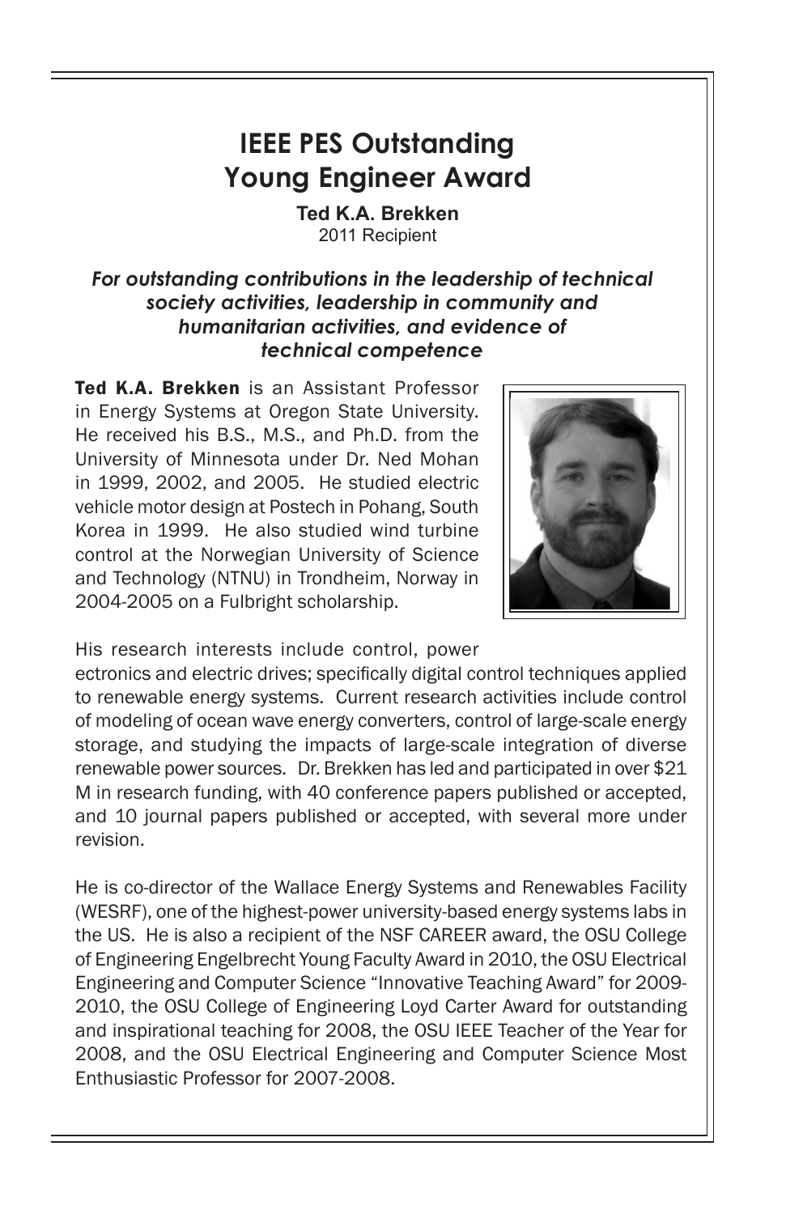# IEEE PES Outstanding Young Engineer Award

**Ted K.A. Brekken**
2011 Recipient

***For outstanding contributions in the leadership of technical society activities, leadership in community and humanitarian activities, and evidence of technical competence***

**Ted K.A. Brekken** is an Assistant Professor in Energy Systems at Oregon State University. He received his B.S., M.S., and Ph.D. from the University of Minnesota under Dr. Ned Mohan in 1999, 2002, and 2005. He studied electric vehicle motor design at Postech in Pohang, South Korea in 1999. He also studied wind turbine control at the Norwegian University of Science and Technology (NTNU) in Trondheim, Norway in 2004-2005 on a Fulbright scholarship.

His research interests include control, power ectronics and electric drives; specifically digital control techniques applied to renewable energy systems. Current research activities include control of modeling of ocean wave energy converters, control of large-scale energy storage, and studying the impacts of large-scale integration of diverse renewable power sources. Dr. Brekken has led and participated in over $21 M in research funding, with 40 conference papers published or accepted, and 10 journal papers published or accepted, with several more under revision.

He is co-director of the Wallace Energy Systems and Renewables Facility (WESRF), one of the highest-power university-based energy systems labs in the US. He is also a recipient of the NSF CAREER award, the OSU College of Engineering Engelbrecht Young Faculty Award in 2010, the OSU Electrical Engineering and Computer Science "Innovative Teaching Award" for 2009-2010, the OSU College of Engineering Loyd Carter Award for outstanding and inspirational teaching for 2008, the OSU IEEE Teacher of the Year for 2008, and the OSU Electrical Engineering and Computer Science Most Enthusiastic Professor for 2007-2008.